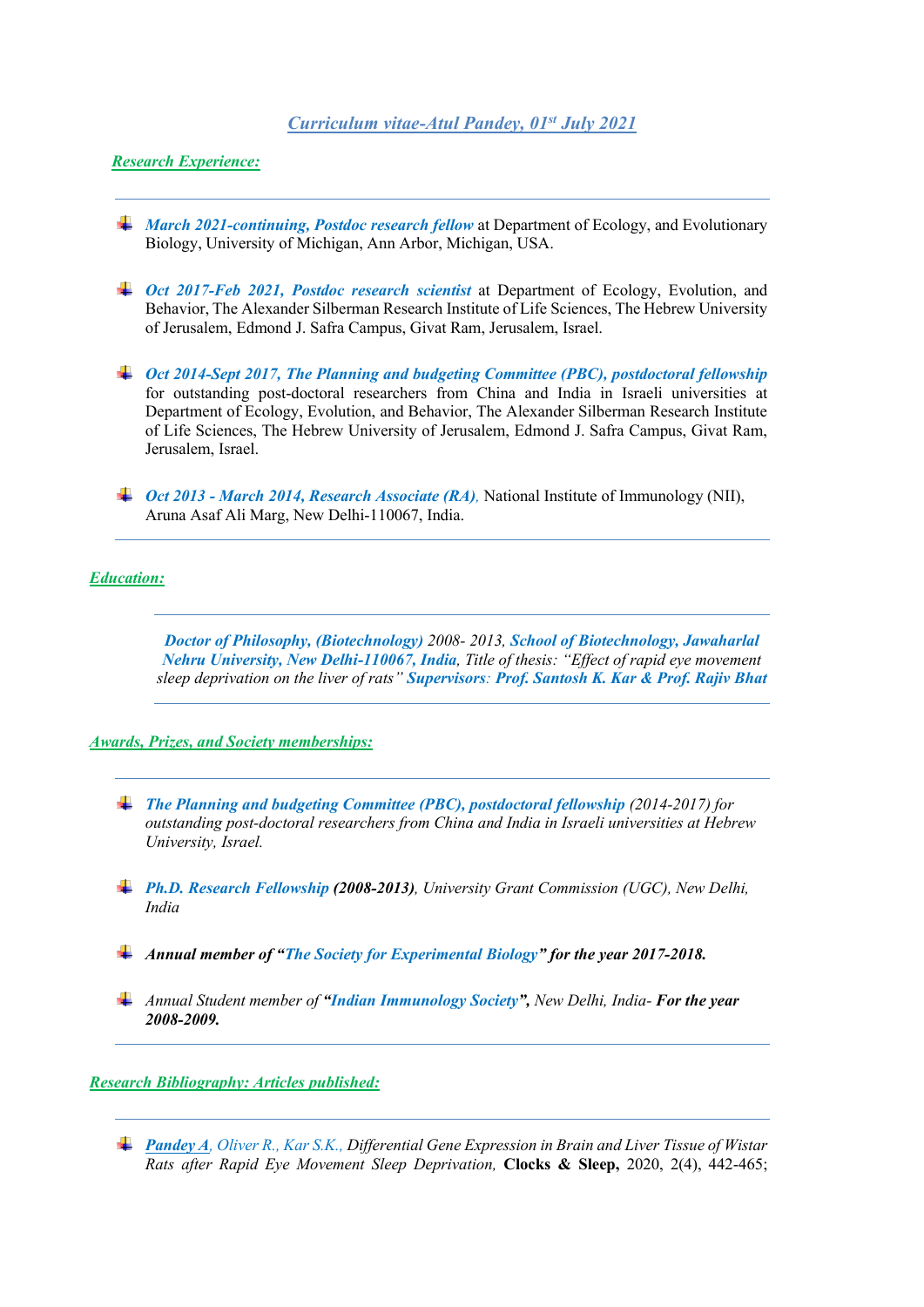# *Curriculum vitae-Atul Pandey, 01st July 2021*

## *Research Experience:*

---

- ***March 2021-continuing, Postdoc research fellow*** at Department of Ecology, and Evolutionary Biology, University of Michigan, Ann Arbor, Michigan, USA.

- ***Oct 2017-Feb 2021, Postdoc research scientist*** at Department of Ecology, Evolution, and Behavior, The Alexander Silberman Research Institute of Life Sciences, The Hebrew University of Jerusalem, Edmond J. Safra Campus, Givat Ram, Jerusalem, Israel.

- ***Oct 2014-Sept 2017, The Planning and budgeting Committee (PBC), postdoctoral fellowship*** for outstanding post-doctoral researchers from China and India in Israeli universities at Department of Ecology, Evolution, and Behavior, The Alexander Silberman Research Institute of Life Sciences, The Hebrew University of Jerusalem, Edmond J. Safra Campus, Givat Ram, Jerusalem, Israel.

- ***Oct 2013 - March 2014, Research Associate (RA),*** National Institute of Immunology (NII), Aruna Asaf Ali Marg, New Delhi-110067, India.

---

## *Education:*

---

***Doctor of Philosophy, (Biotechnology)*** *2008- 2013,* ***School of Biotechnology, Jawaharlal Nehru University, New Delhi-110067, India****, Title of thesis: "Effect of rapid eye movement sleep deprivation on the liver of rats"* ***Supervisors: Prof. Santosh K. Kar & Prof. Rajiv Bhat***

---

## *Awards, Prizes, and Society memberships:*

---

- ***The Planning and budgeting Committee (PBC), postdoctoral fellowship*** *(2014-2017) for outstanding post-doctoral researchers from China and India in Israeli universities at Hebrew University, Israel.*

- ***Ph.D. Research Fellowship*** ***(2008-2013)****, University Grant Commission (UGC), New Delhi, India*

- ***Annual member of "The Society for Experimental Biology" for the year 2017-2018.***

- *Annual Student member of* ***"Indian Immunology Society",*** *New Delhi, India-* ***For the year 2008-2009.***

---

## *Research Bibliography: Articles published:*

---

- ***Pandey A****, Oliver R., Kar S.K.,* *Differential Gene Expression in Brain and Liver Tissue of Wistar Rats after Rapid Eye Movement Sleep Deprivation,* **Clocks & Sleep,** 2020, 2(4), 442-465;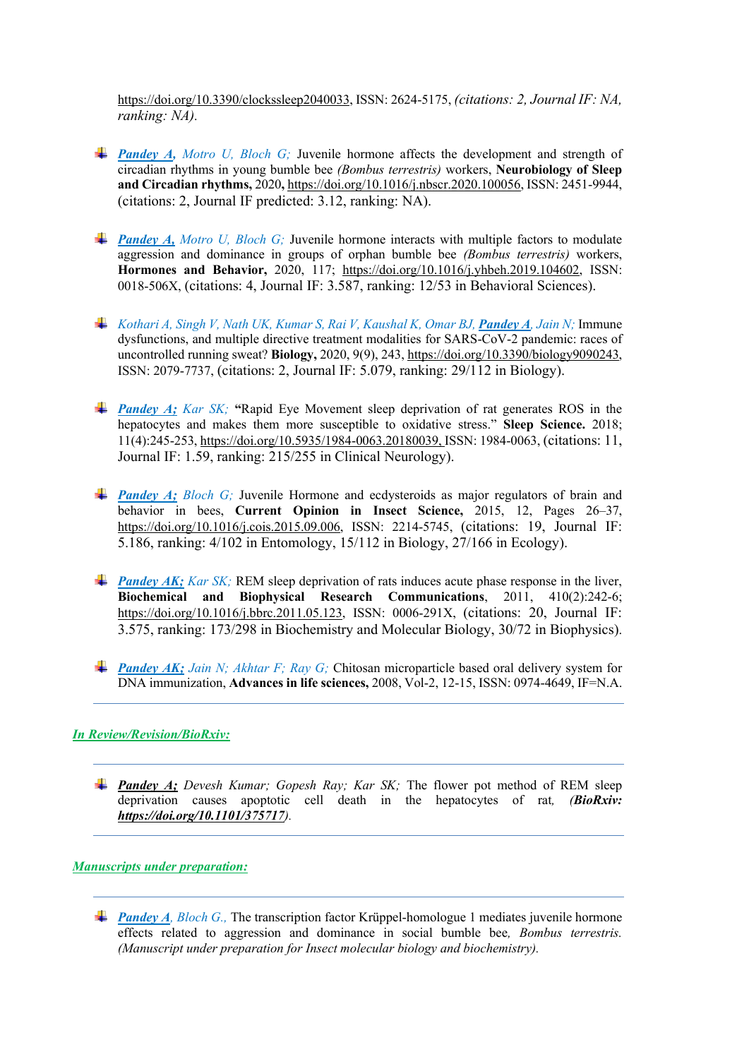https://doi.org/10.3390/clockssleep2040033, ISSN: 2624-5175, *(citations: 2, Journal IF: NA, ranking: NA).*

- ***Pandey A,*** *Motro U, Bloch G;* Juvenile hormone affects the development and strength of circadian rhythms in young bumble bee *(Bombus terrestris)* workers, **Neurobiology of Sleep and Circadian rhythms,** 2020**,** https://doi.org/10.1016/j.nbscr.2020.100056, ISSN: 2451-9944, (citations: 2, Journal IF predicted: 3.12, ranking: NA).

- ***Pandey A,*** *Motro U, Bloch G;* Juvenile hormone interacts with multiple factors to modulate aggression and dominance in groups of orphan bumble bee *(Bombus terrestris)* workers, **Hormones and Behavior,** 2020, 117; https://doi.org/10.1016/j.yhbeh.2019.104602, ISSN: 0018-506X, (citations: 4, Journal IF: 3.587, ranking: 12/53 in Behavioral Sciences).

- *Kothari A, Singh V, Nath UK, Kumar S, Rai V, Kaushal K, Omar BJ,* ***Pandey A****, Jain N;* Immune dysfunctions, and multiple directive treatment modalities for SARS-CoV-2 pandemic: races of uncontrolled running sweat? **Biology,** 2020, 9(9), 243, https://doi.org/10.3390/biology9090243, ISSN: 2079-7737, (citations: 2, Journal IF: 5.079, ranking: 29/112 in Biology).

- ***Pandey A;*** *Kar SK;* **"**Rapid Eye Movement sleep deprivation of rat generates ROS in the hepatocytes and makes them more susceptible to oxidative stress." **Sleep Science.** 2018; 11(4):245-253, https://doi.org/10.5935/1984-0063.20180039, ISSN: 1984-0063, (citations: 11, Journal IF: 1.59, ranking: 215/255 in Clinical Neurology).

- ***Pandey A;*** *Bloch G;* Juvenile Hormone and ecdysteroids as major regulators of brain and behavior in bees, **Current Opinion in Insect Science,** 2015, 12, Pages 26–37, https://doi.org/10.1016/j.cois.2015.09.006, ISSN: 2214-5745, (citations: 19, Journal IF: 5.186, ranking: 4/102 in Entomology, 15/112 in Biology, 27/166 in Ecology).

- ***Pandey AK;*** *Kar SK;* REM sleep deprivation of rats induces acute phase response in the liver, **Biochemical and Biophysical Research Communications**, 2011, 410(2):242-6; https://doi.org/10.1016/j.bbrc.2011.05.123, ISSN: 0006-291X, (citations: 20, Journal IF: 3.575, ranking: 173/298 in Biochemistry and Molecular Biology, 30/72 in Biophysics).

- ***Pandey AK;*** *Jain N; Akhtar F; Ray G;* Chitosan microparticle based oral delivery system for DNA immunization, **Advances in life sciences,** 2008, Vol-2, 12-15, ISSN: 0974-4649, IF=N.A.

---

***In Review/Revision/BioRxiv:***

---

- ***Pandey A;*** *Devesh Kumar; Gopesh Ray; Kar SK;* The flower pot method of REM sleep deprivation causes apoptotic cell death in the hepatocytes of rat*, (**BioRxiv: https://doi.org/10.1101/375717**).*

---

***Manuscripts under preparation:***

---

- ***Pandey A****, Bloch G.,* The transcription factor Krüppel-homologue 1 mediates juvenile hormone effects related to aggression and dominance in social bumble bee*, Bombus terrestris. (Manuscript under preparation for Insect molecular biology and biochemistry).*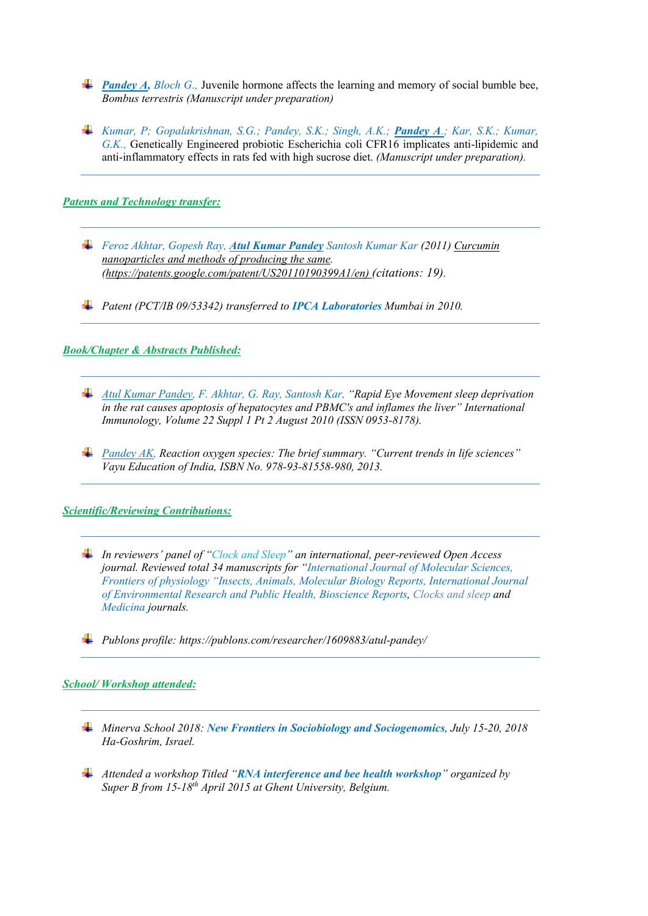- ***Pandey A,*** *Bloch G.,* Juvenile hormone affects the learning and memory of social bumble bee, *Bombus terrestris (Manuscript under preparation)*

- *Kumar, P; Gopalakrishnan, S.G.; Pandey, S.K.; Singh, A.K.;* ***Pandey A****.; Kar, S.K.; Kumar, G.K.,* Genetically Engineered probiotic Escherichia coli CFR16 implicates anti-lipidemic and anti-inflammatory effects in rats fed with high sucrose diet. *(Manuscript under preparation).*

---

### *Patents and Technology transfer:*

---

- *Feroz Akhtar, Gopesh Ray,* ***Atul Kumar Pandey*** *Santosh Kumar Kar (2011) Curcumin nanoparticles and methods of producing the same. (https://patents.google.com/patent/US20110190399A1/en) (citations: 19).*

- *Patent (PCT/IB 09/53342) transferred to* ***IPCA Laboratories*** *Mumbai in 2010.*

---

### *Book/Chapter & Abstracts Published:*

---

- *Atul Kumar Pandey, F. Akhtar, G. Ray, Santosh Kar, "Rapid Eye Movement sleep deprivation in the rat causes apoptosis of hepatocytes and PBMC's and inflames the liver" International Immunology, Volume 22 Suppl 1 Pt 2 August 2010 (ISSN 0953-8178).*

- *Pandey AK, Reaction oxygen species: The brief summary. "Current trends in life sciences" Vayu Education of India, ISBN No. 978-93-81558-980, 2013.*

---

### *Scientific/Reviewing Contributions:*

---

- *In reviewers' panel of "Clock and Sleep" an international, peer-reviewed Open Access journal. Reviewed total 34 manuscripts for "International Journal of Molecular Sciences, Frontiers of physiology "Insects, Animals, Molecular Biology Reports, International Journal of Environmental Research and Public Health, Bioscience Reports, Clocks and sleep and Medicina journals.*

- *Publons profile: https://publons.com/researcher/1609883/atul-pandey/*

---

### *School/ Workshop attended:*

---

- *Minerva School 2018:* ***New Frontiers in Sociobiology and Sociogenomics****, July 15-20, 2018 Ha-Goshrim, Israel.*

- *Attended a workshop Titled "****RNA interference and bee health workshop****" organized by Super B from 15-18th April 2015 at Ghent University, Belgium.*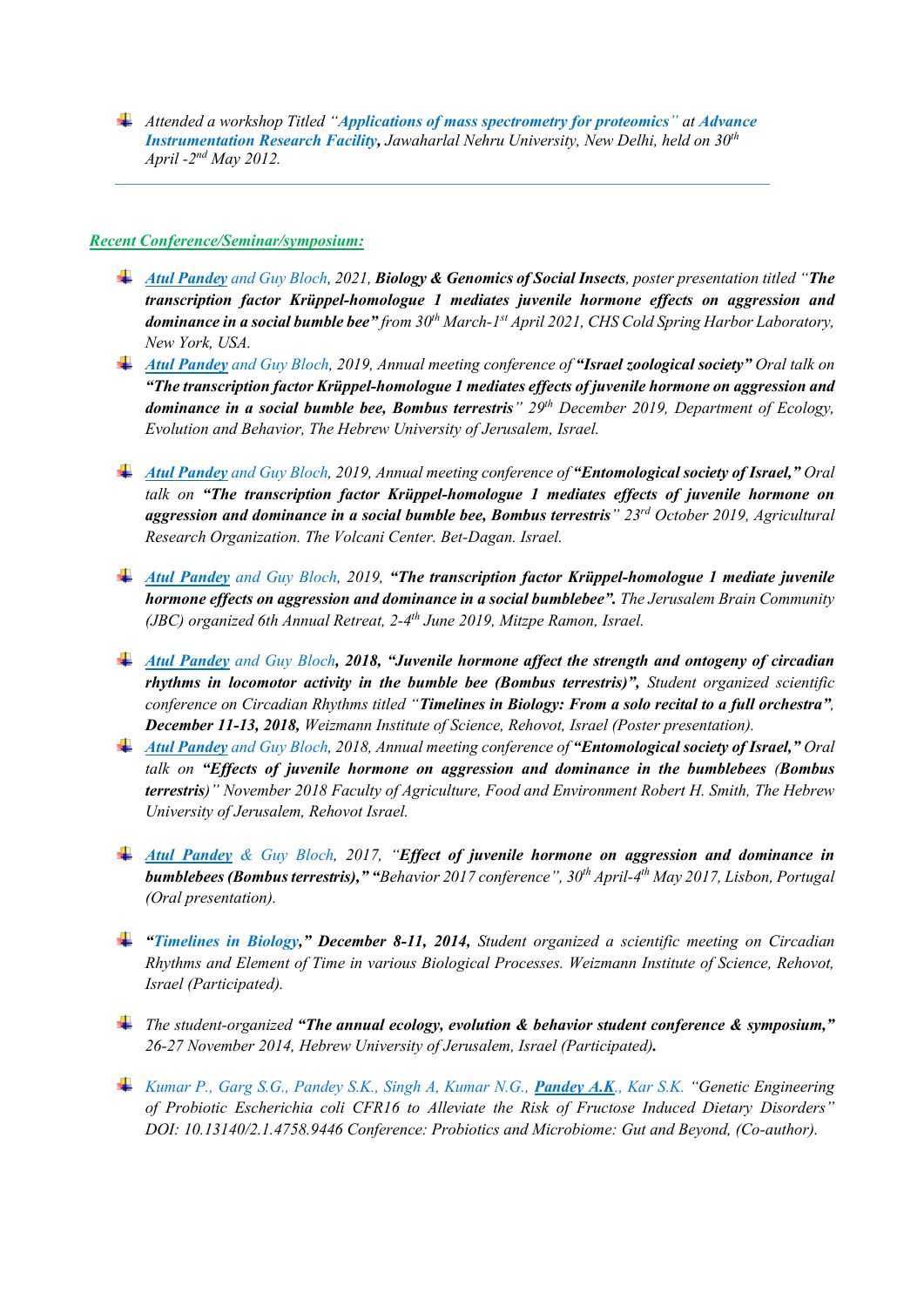- *Attended a workshop Titled "**Applications of mass spectrometry for proteomics**" at **Advance Instrumentation Research Facility**, Jawaharlal Nehru University, New Delhi, held on 30th April -2nd May 2012.*

---

### *Recent Conference/Seminar/symposium:*

- *Atul Pandey and Guy Bloch, 2021, **Biology & Genomics of Social Insects**, poster presentation titled "**The transcription factor Krüppel-homologue 1 mediates juvenile hormone effects on aggression and dominance in a social bumble bee"** from 30th March-1st April 2021, CHS Cold Spring Harbor Laboratory, New York, USA.*
- *Atul Pandey and Guy Bloch, 2019, Annual meeting conference of **"Israel zoological society"** Oral talk on **"The transcription factor Krüppel-homologue 1 mediates effects of juvenile hormone on aggression and dominance in a social bumble bee, Bombus terrestris"** 29th December 2019, Department of Ecology, Evolution and Behavior, The Hebrew University of Jerusalem, Israel.*
- *Atul Pandey and Guy Bloch, 2019, Annual meeting conference of **"Entomological society of Israel,"** Oral talk on **"The transcription factor Krüppel-homologue 1 mediates effects of juvenile hormone on aggression and dominance in a social bumble bee, Bombus terrestris"** 23rd October 2019, Agricultural Research Organization. The Volcani Center. Bet-Dagan. Israel.*
- *Atul Pandey and Guy Bloch, 2019, **"The transcription factor Krüppel-homologue 1 mediate juvenile hormone effects on aggression and dominance in a social bumblebee".** The Jerusalem Brain Community (JBC) organized 6th Annual Retreat, 2-4th June 2019, Mitzpe Ramon, Israel.*
- *Atul Pandey and Guy Bloch**, 2018, "Juvenile hormone affect the strength and ontogeny of circadian rhythms in locomotor activity in the bumble bee (Bombus terrestris)",** Student organized scientific conference on Circadian Rhythms titled "**Timelines in Biology: From a solo recital to a full orchestra", December 11-13, 2018,** Weizmann Institute of Science, Rehovot, Israel (Poster presentation).*
- *Atul Pandey and Guy Bloch, 2018, Annual meeting conference of **"Entomological society of Israel,"** Oral talk on **"Effects of juvenile hormone on aggression and dominance in the bumblebees (Bombus terrestris)"** November 2018 Faculty of Agriculture, Food and Environment Robert H. Smith, The Hebrew University of Jerusalem, Rehovot Israel.*
- *Atul Pandey & Guy Bloch, 2017, "**Effect of juvenile hormone on aggression and dominance in bumblebees (Bombus terrestris)," "**Behavior 2017 conference", 30th April-4th May 2017, Lisbon, Portugal (Oral presentation).*
- ***"Timelines in Biology," December 8-11, 2014,** Student organized a scientific meeting on Circadian Rhythms and Element of Time in various Biological Processes. Weizmann Institute of Science, Rehovot, Israel (Participated).*
- *The student-organized **"The annual ecology, evolution & behavior student conference & symposium,"** 26-27 November 2014, Hebrew University of Jerusalem, Israel (Participated)**.***
- *Kumar P., Garg S.G., Pandey S.K., Singh A, Kumar N.G., **Pandey A.K**., Kar S.K. "Genetic Engineering of Probiotic Escherichia coli CFR16 to Alleviate the Risk of Fructose Induced Dietary Disorders" DOI: 10.13140/2.1.4758.9446 Conference: Probiotics and Microbiome: Gut and Beyond, (Co-author).*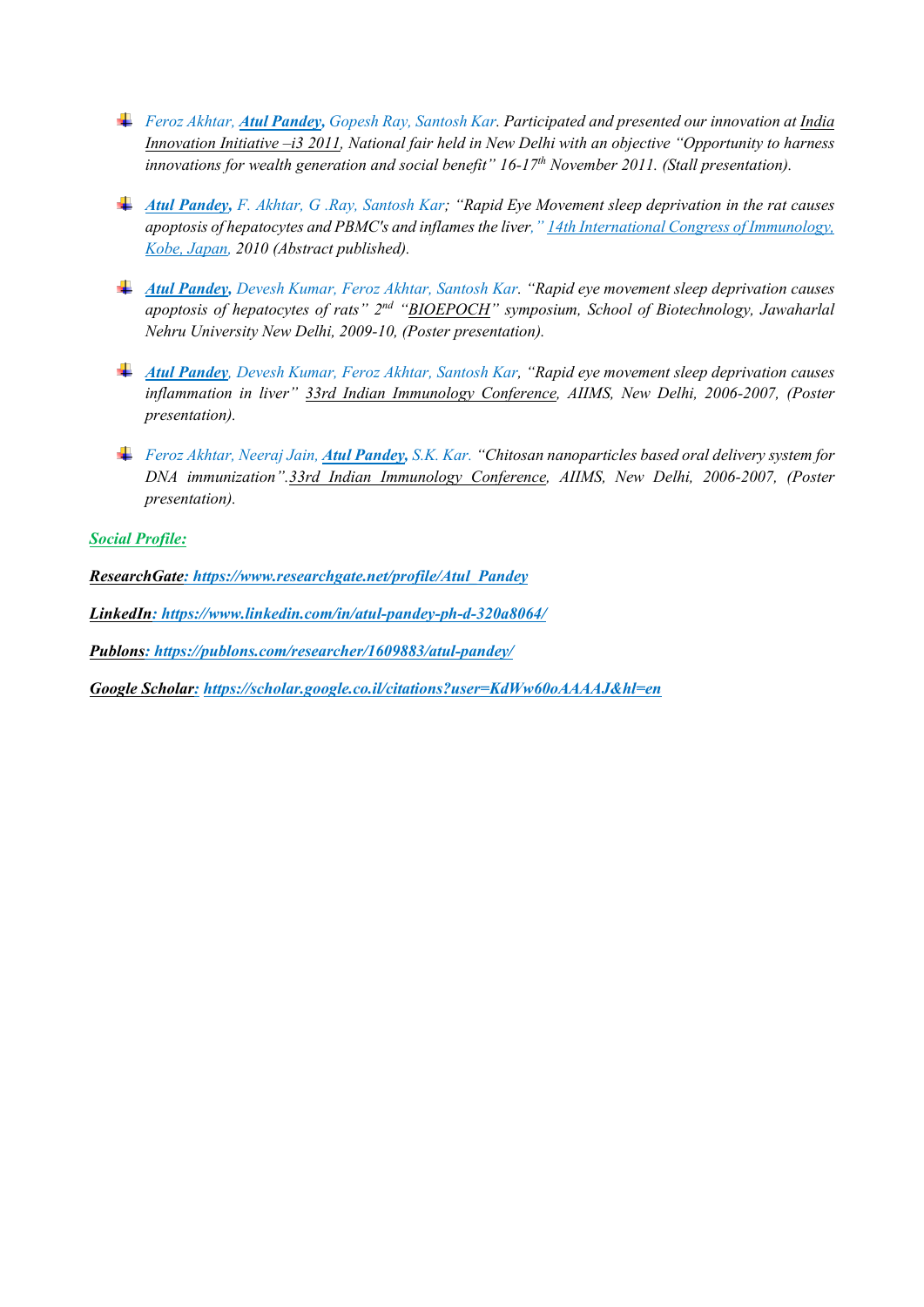- *Feroz Akhtar, **Atul Pandey,** Gopesh Ray, Santosh Kar. Participated and presented our innovation at India Innovation Initiative –i3 2011, National fair held in New Delhi with an objective "Opportunity to harness innovations for wealth generation and social benefit" 16-17th November 2011. (Stall presentation).*

- ***Atul Pandey,** F. Akhtar, G .Ray, Santosh Kar; "Rapid Eye Movement sleep deprivation in the rat causes apoptosis of hepatocytes and PBMC's and inflames the liver," 14th International Congress of Immunology, Kobe, Japan, 2010 (Abstract published).*

- ***Atul Pandey,** Devesh Kumar, Feroz Akhtar, Santosh Kar. "Rapid eye movement sleep deprivation causes apoptosis of hepatocytes of rats" 2nd "BIOEPOCH" symposium, School of Biotechnology, Jawaharlal Nehru University New Delhi, 2009-10, (Poster presentation).*

- ***Atul Pandey**, Devesh Kumar, Feroz Akhtar, Santosh Kar, "Rapid eye movement sleep deprivation causes inflammation in liver" 33rd Indian Immunology Conference, AIIMS, New Delhi, 2006-2007, (Poster presentation).*

- *Feroz Akhtar, Neeraj Jain, **Atul Pandey,** S.K. Kar. "Chitosan nanoparticles based oral delivery system for DNA immunization".33rd Indian Immunology Conference, AIIMS, New Delhi, 2006-2007, (Poster presentation).*

***Social Profile:***

***ResearchGate: https://www.researchgate.net/profile/Atul_Pandey***

***LinkedIn: https://www.linkedin.com/in/atul-pandey-ph-d-320a8064/***

***Publons: https://publons.com/researcher/1609883/atul-pandey/***

***Google Scholar: https://scholar.google.co.il/citations?user=KdWw60oAAAAJ&hl=en***